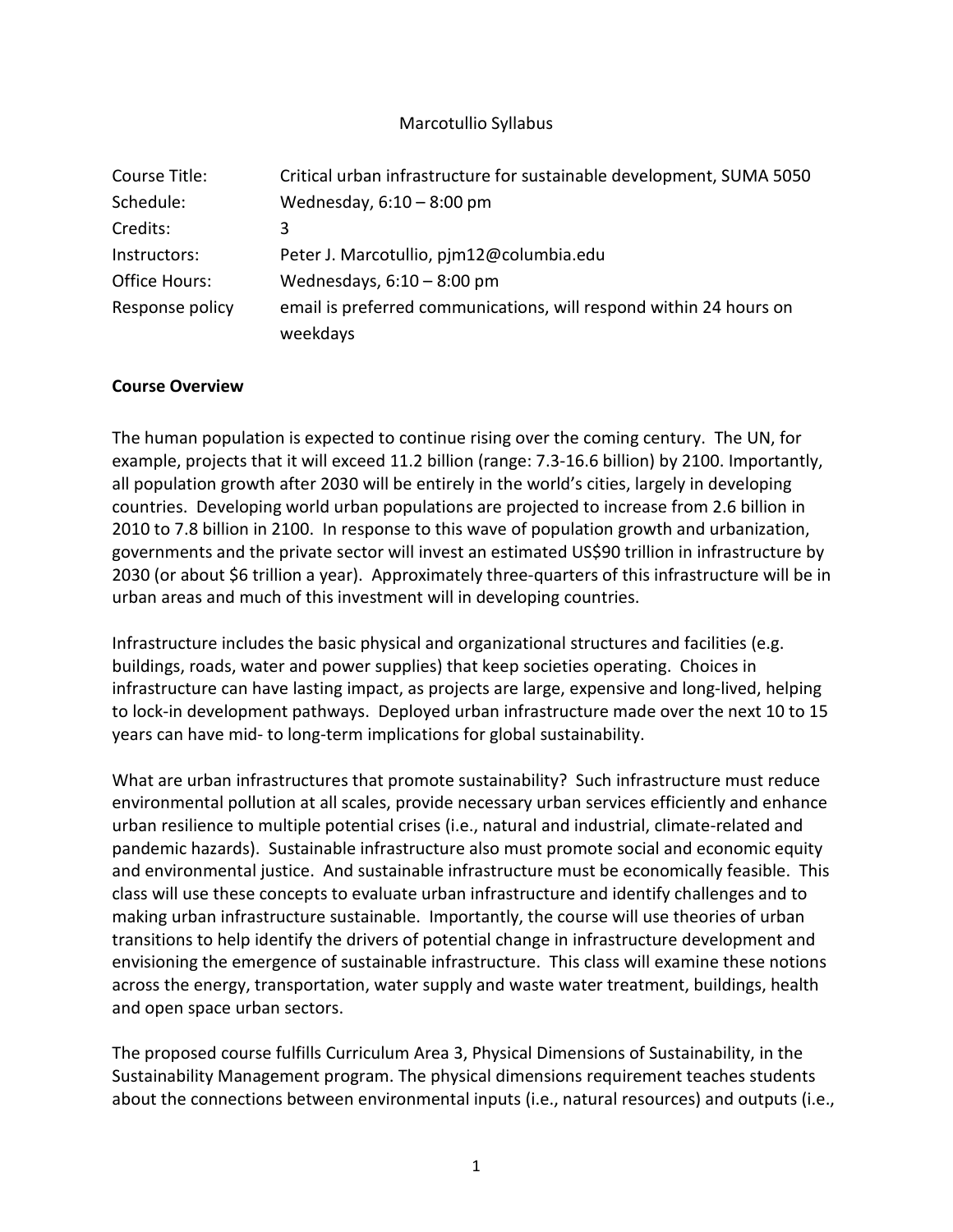Marcotullio Syllabus

| Course Title: | Critical urban infrastructure for sustainable development, SUMA 5050 |
| --- | --- |
| Schedule: | Wednesday, 6:10 – 8:00 pm |
| Credits: | 3 |
| Instructors: | Peter J. Marcotullio, pjm12@columbia.edu |
| Office Hours: | Wednesdays, 6:10 – 8:00 pm |
| Response policy | email is preferred communications, will respond within 24 hours on weekdays |

**Course Overview**

The human population is expected to continue rising over the coming century. The UN, for example, projects that it will exceed 11.2 billion (range: 7.3-16.6 billion) by 2100. Importantly, all population growth after 2030 will be entirely in the world's cities, largely in developing countries. Developing world urban populations are projected to increase from 2.6 billion in 2010 to 7.8 billion in 2100. In response to this wave of population growth and urbanization, governments and the private sector will invest an estimated US$90 trillion in infrastructure by 2030 (or about $6 trillion a year). Approximately three-quarters of this infrastructure will be in urban areas and much of this investment will in developing countries.

Infrastructure includes the basic physical and organizational structures and facilities (e.g. buildings, roads, water and power supplies) that keep societies operating. Choices in infrastructure can have lasting impact, as projects are large, expensive and long-lived, helping to lock-in development pathways. Deployed urban infrastructure made over the next 10 to 15 years can have mid- to long-term implications for global sustainability.

What are urban infrastructures that promote sustainability? Such infrastructure must reduce environmental pollution at all scales, provide necessary urban services efficiently and enhance urban resilience to multiple potential crises (i.e., natural and industrial, climate-related and pandemic hazards). Sustainable infrastructure also must promote social and economic equity and environmental justice. And sustainable infrastructure must be economically feasible. This class will use these concepts to evaluate urban infrastructure and identify challenges and to making urban infrastructure sustainable. Importantly, the course will use theories of urban transitions to help identify the drivers of potential change in infrastructure development and envisioning the emergence of sustainable infrastructure. This class will examine these notions across the energy, transportation, water supply and waste water treatment, buildings, health and open space urban sectors.

The proposed course fulfills Curriculum Area 3, Physical Dimensions of Sustainability, in the Sustainability Management program. The physical dimensions requirement teaches students about the connections between environmental inputs (i.e., natural resources) and outputs (i.e.,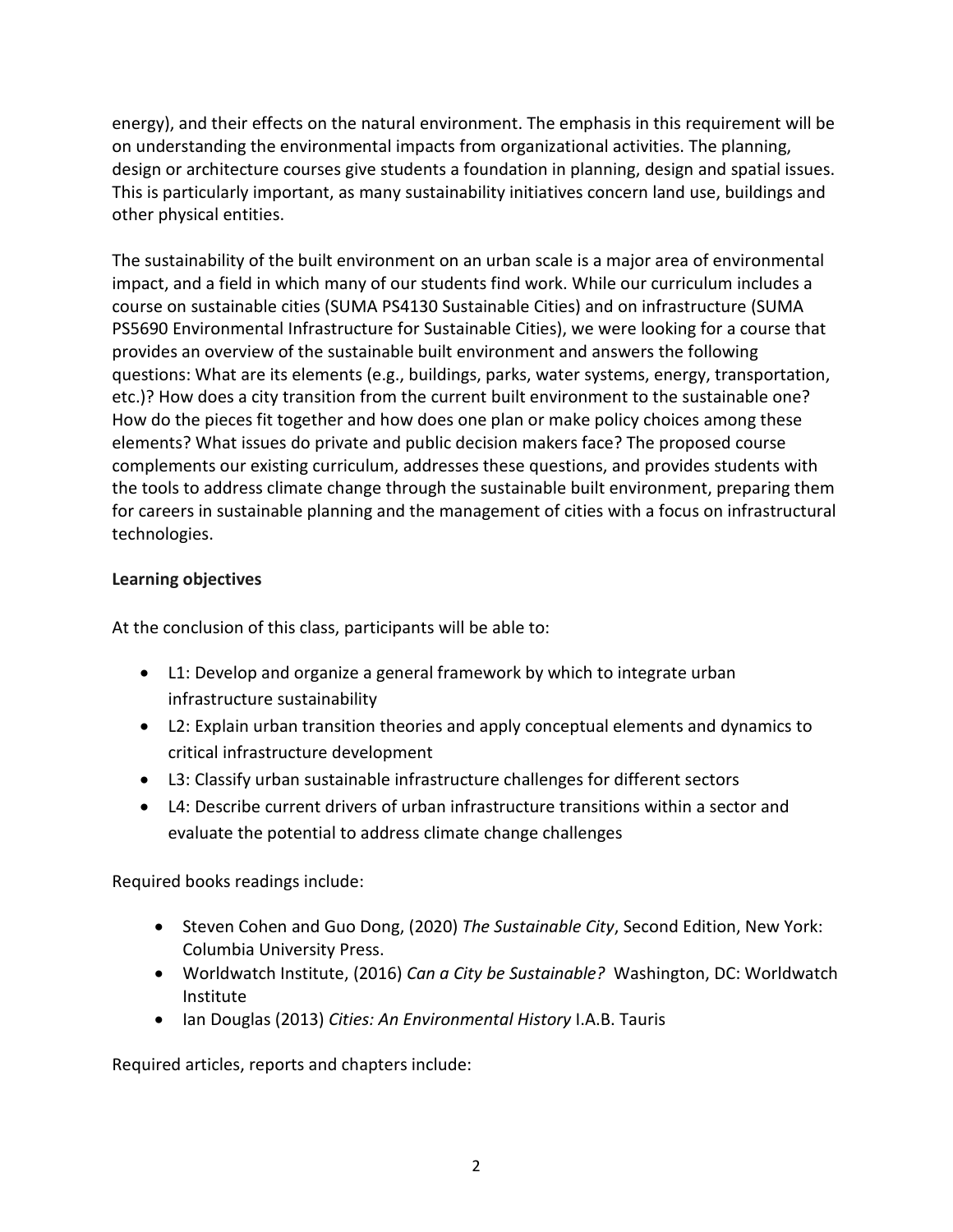energy), and their effects on the natural environment. The emphasis in this requirement will be on understanding the environmental impacts from organizational activities. The planning, design or architecture courses give students a foundation in planning, design and spatial issues. This is particularly important, as many sustainability initiatives concern land use, buildings and other physical entities.

The sustainability of the built environment on an urban scale is a major area of environmental impact, and a field in which many of our students find work. While our curriculum includes a course on sustainable cities (SUMA PS4130 Sustainable Cities) and on infrastructure (SUMA PS5690 Environmental Infrastructure for Sustainable Cities), we were looking for a course that provides an overview of the sustainable built environment and answers the following questions: What are its elements (e.g., buildings, parks, water systems, energy, transportation, etc.)? How does a city transition from the current built environment to the sustainable one? How do the pieces fit together and how does one plan or make policy choices among these elements? What issues do private and public decision makers face? The proposed course complements our existing curriculum, addresses these questions, and provides students with the tools to address climate change through the sustainable built environment, preparing them for careers in sustainable planning and the management of cities with a focus on infrastructural technologies.

**Learning objectives**

At the conclusion of this class, participants will be able to:

- L1: Develop and organize a general framework by which to integrate urban infrastructure sustainability
- L2: Explain urban transition theories and apply conceptual elements and dynamics to critical infrastructure development
- L3: Classify urban sustainable infrastructure challenges for different sectors
- L4: Describe current drivers of urban infrastructure transitions within a sector and evaluate the potential to address climate change challenges

Required books readings include:

- Steven Cohen and Guo Dong, (2020) *The Sustainable City*, Second Edition, New York: Columbia University Press.
- Worldwatch Institute, (2016) *Can a City be Sustainable?* Washington, DC: Worldwatch Institute
- Ian Douglas (2013) *Cities: An Environmental History* I.A.B. Tauris

Required articles, reports and chapters include: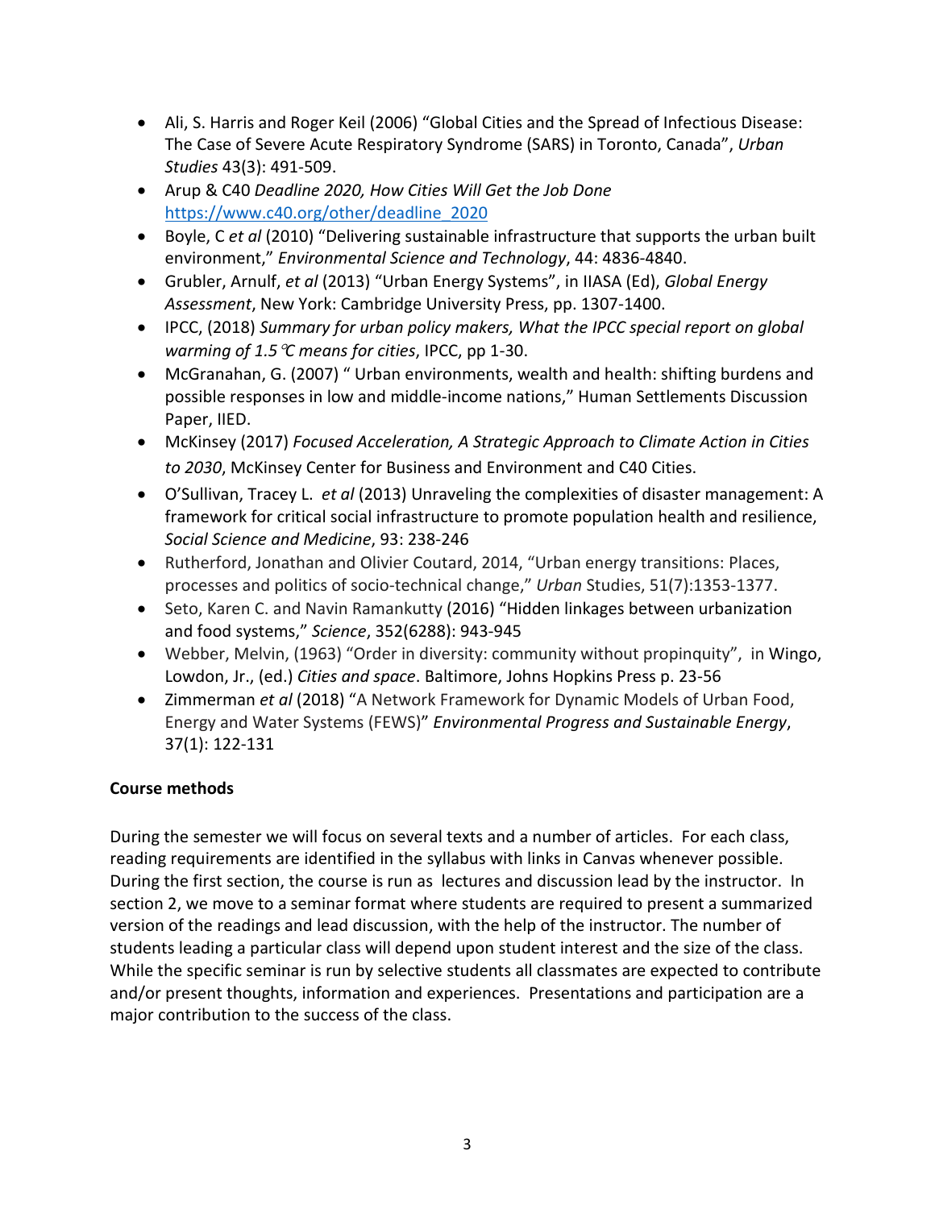- Ali, S. Harris and Roger Keil (2006) “Global Cities and the Spread of Infectious Disease: The Case of Severe Acute Respiratory Syndrome (SARS) in Toronto, Canada”, *Urban Studies* 43(3): 491-509.
- Arup & C40 *Deadline 2020, How Cities Will Get the Job Done* https://www.c40.org/other/deadline_2020
- Boyle, C *et al* (2010) “Delivering sustainable infrastructure that supports the urban built environment,” *Environmental Science and Technology*, 44: 4836-4840.
- Grubler, Arnulf, *et al* (2013) “Urban Energy Systems”, in IIASA (Ed), *Global Energy Assessment*, New York: Cambridge University Press, pp. 1307-1400.
- IPCC, (2018) *Summary for urban policy makers, What the IPCC special report on global warming of 1.5℃ means for cities*, IPCC, pp 1-30.
- McGranahan, G. (2007) “ Urban environments, wealth and health: shifting burdens and possible responses in low and middle-income nations,” Human Settlements Discussion Paper, IIED.
- McKinsey (2017) *Focused Acceleration, A Strategic Approach to Climate Action in Cities to 2030*, McKinsey Center for Business and Environment and C40 Cities.
- O’Sullivan, Tracey L. *et al* (2013) Unraveling the complexities of disaster management: A framework for critical social infrastructure to promote population health and resilience, *Social Science and Medicine*, 93: 238-246
- Rutherford, Jonathan and Olivier Coutard, 2014, “Urban energy transitions: Places, processes and politics of socio-technical change,” *Urban* Studies, 51(7):1353-1377.
- Seto, Karen C. and Navin Ramankutty (2016) “Hidden linkages between urbanization and food systems,” *Science*, 352(6288): 943-945
- Webber, Melvin, (1963) “Order in diversity: community without propinquity”, in Wingo, Lowdon, Jr., (ed.) *Cities and space*. Baltimore, Johns Hopkins Press p. 23-56
- Zimmerman *et al* (2018) “A Network Framework for Dynamic Models of Urban Food, Energy and Water Systems (FEWS)” *Environmental Progress and Sustainable Energy*, 37(1): 122-131

**Course methods**

During the semester we will focus on several texts and a number of articles. For each class, reading requirements are identified in the syllabus with links in Canvas whenever possible. During the first section, the course is run as lectures and discussion lead by the instructor. In section 2, we move to a seminar format where students are required to present a summarized version of the readings and lead discussion, with the help of the instructor. The number of students leading a particular class will depend upon student interest and the size of the class. While the specific seminar is run by selective students all classmates are expected to contribute and/or present thoughts, information and experiences. Presentations and participation are a major contribution to the success of the class.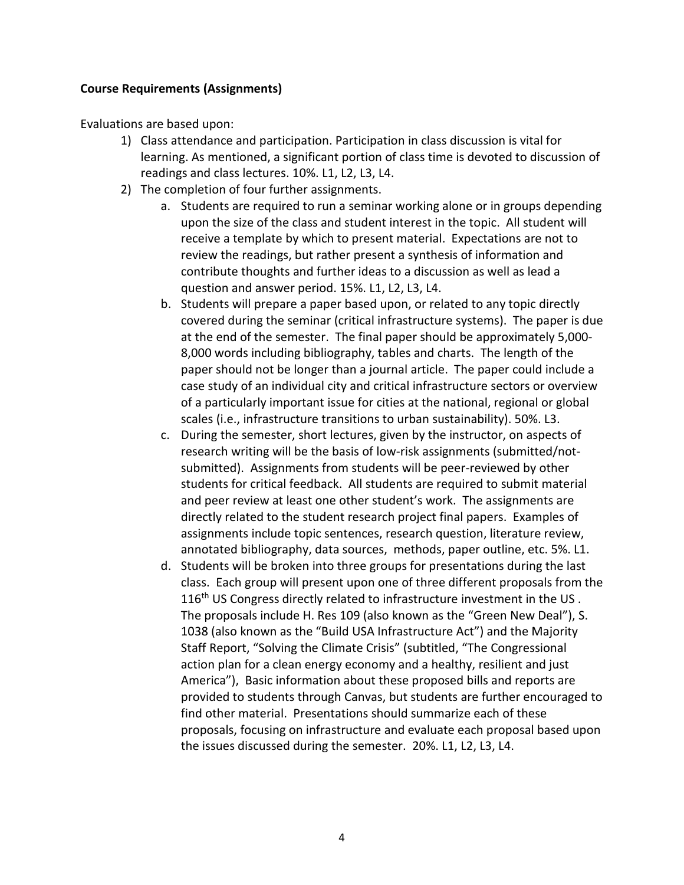**Course Requirements (Assignments)**

Evaluations are based upon:

1) Class attendance and participation. Participation in class discussion is vital for learning. As mentioned, a significant portion of class time is devoted to discussion of readings and class lectures. 10%. L1, L2, L3, L4.
2) The completion of four further assignments.
    a. Students are required to run a seminar working alone or in groups depending upon the size of the class and student interest in the topic. All student will receive a template by which to present material. Expectations are not to review the readings, but rather present a synthesis of information and contribute thoughts and further ideas to a discussion as well as lead a question and answer period. 15%. L1, L2, L3, L4.
    b. Students will prepare a paper based upon, or related to any topic directly covered during the seminar (critical infrastructure systems). The paper is due at the end of the semester. The final paper should be approximately 5,000-8,000 words including bibliography, tables and charts. The length of the paper should not be longer than a journal article. The paper could include a case study of an individual city and critical infrastructure sectors or overview of a particularly important issue for cities at the national, regional or global scales (i.e., infrastructure transitions to urban sustainability). 50%. L3.
    c. During the semester, short lectures, given by the instructor, on aspects of research writing will be the basis of low-risk assignments (submitted/not-submitted). Assignments from students will be peer-reviewed by other students for critical feedback. All students are required to submit material and peer review at least one other student's work. The assignments are directly related to the student research project final papers. Examples of assignments include topic sentences, research question, literature review, annotated bibliography, data sources, methods, paper outline, etc. 5%. L1.
    d. Students will be broken into three groups for presentations during the last class. Each group will present upon one of three different proposals from the 116th US Congress directly related to infrastructure investment in the US . The proposals include H. Res 109 (also known as the "Green New Deal"), S. 1038 (also known as the "Build USA Infrastructure Act") and the Majority Staff Report, "Solving the Climate Crisis" (subtitled, "The Congressional action plan for a clean energy economy and a healthy, resilient and just America"), Basic information about these proposed bills and reports are provided to students through Canvas, but students are further encouraged to find other material. Presentations should summarize each of these proposals, focusing on infrastructure and evaluate each proposal based upon the issues discussed during the semester. 20%. L1, L2, L3, L4.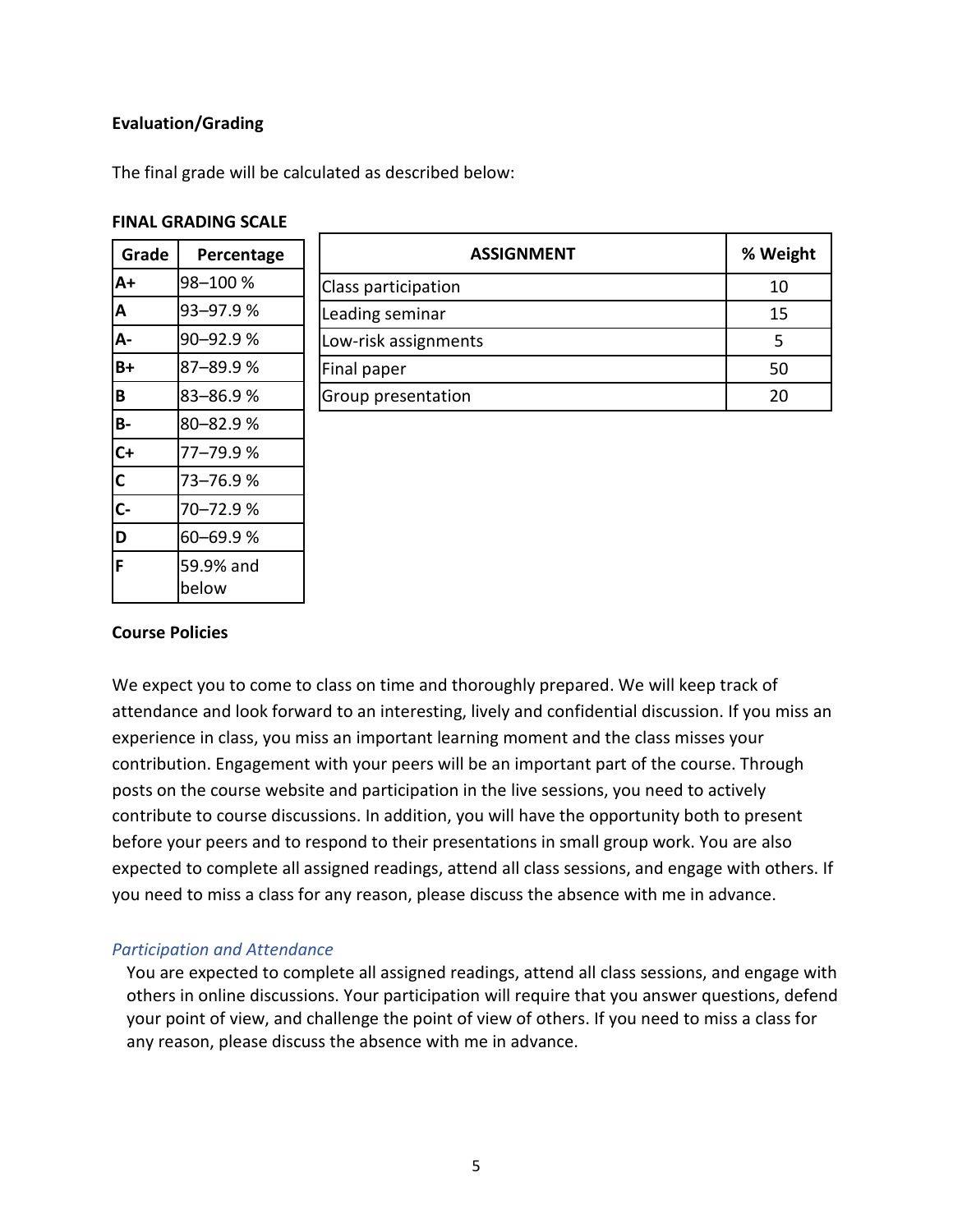**Evaluation/Grading**

The final grade will be calculated as described below:

**FINAL GRADING SCALE**

| Grade | Percentage |
|---|---|
| **A+** | 98–100 % |
| **A** | 93–97.9 % |
| **A-** | 90–92.9 % |
| **B+** | 87–89.9 % |
| **B** | 83–86.9 % |
| **B-** | 80–82.9 % |
| **C+** | 77–79.9 % |
| **C** | 73–76.9 % |
| **C-** | 70–72.9 % |
| **D** | 60–69.9 % |
| **F** | 59.9% and below |

| ASSIGNMENT | % Weight |
|---|---|
| Class participation | 10 |
| Leading seminar | 15 |
| Low-risk assignments | 5 |
| Final paper | 50 |
| Group presentation | 20 |

**Course Policies**

We expect you to come to class on time and thoroughly prepared. We will keep track of attendance and look forward to an interesting, lively and confidential discussion. If you miss an experience in class, you miss an important learning moment and the class misses your contribution. Engagement with your peers will be an important part of the course. Through posts on the course website and participation in the live sessions, you need to actively contribute to course discussions. In addition, you will have the opportunity both to present before your peers and to respond to their presentations in small group work. You are also expected to complete all assigned readings, attend all class sessions, and engage with others. If you need to miss a class for any reason, please discuss the absence with me in advance.

*Participation and Attendance*

You are expected to complete all assigned readings, attend all class sessions, and engage with others in online discussions. Your participation will require that you answer questions, defend your point of view, and challenge the point of view of others. If you need to miss a class for any reason, please discuss the absence with me in advance.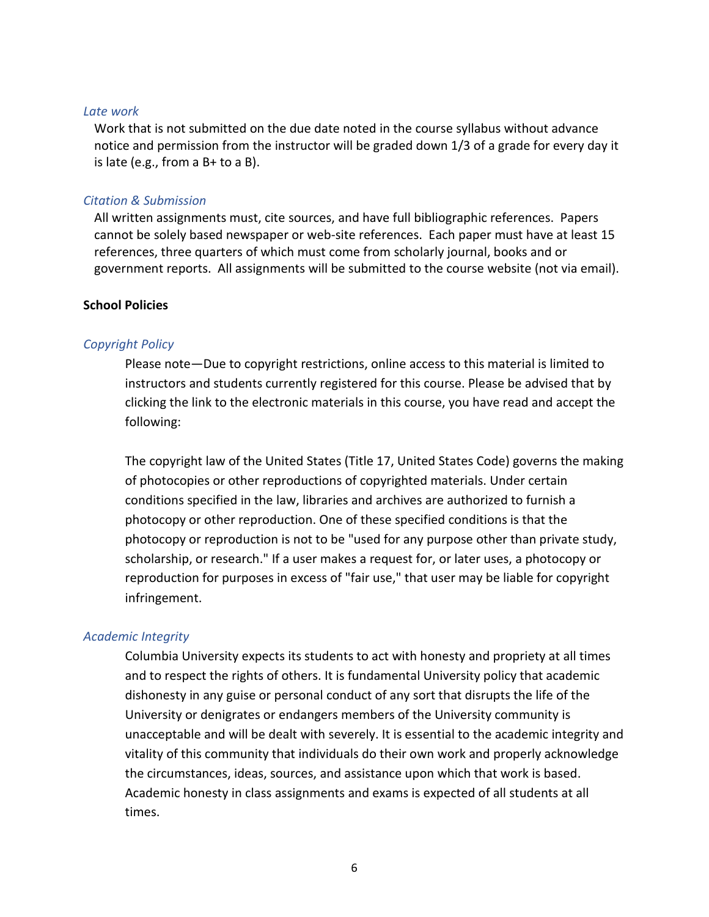*Late work*

Work that is not submitted on the due date noted in the course syllabus without advance notice and permission from the instructor will be graded down 1/3 of a grade for every day it is late (e.g., from a B+ to a B).

*Citation & Submission*

All written assignments must, cite sources, and have full bibliographic references. Papers cannot be solely based newspaper or web-site references. Each paper must have at least 15 references, three quarters of which must come from scholarly journal, books and or government reports. All assignments will be submitted to the course website (not via email).

**School Policies**

*Copyright Policy*

Please note—Due to copyright restrictions, online access to this material is limited to instructors and students currently registered for this course. Please be advised that by clicking the link to the electronic materials in this course, you have read and accept the following:

The copyright law of the United States (Title 17, United States Code) governs the making of photocopies or other reproductions of copyrighted materials. Under certain conditions specified in the law, libraries and archives are authorized to furnish a photocopy or other reproduction. One of these specified conditions is that the photocopy or reproduction is not to be "used for any purpose other than private study, scholarship, or research." If a user makes a request for, or later uses, a photocopy or reproduction for purposes in excess of "fair use," that user may be liable for copyright infringement.

*Academic Integrity*

Columbia University expects its students to act with honesty and propriety at all times and to respect the rights of others. It is fundamental University policy that academic dishonesty in any guise or personal conduct of any sort that disrupts the life of the University or denigrates or endangers members of the University community is unacceptable and will be dealt with severely. It is essential to the academic integrity and vitality of this community that individuals do their own work and properly acknowledge the circumstances, ideas, sources, and assistance upon which that work is based. Academic honesty in class assignments and exams is expected of all students at all times.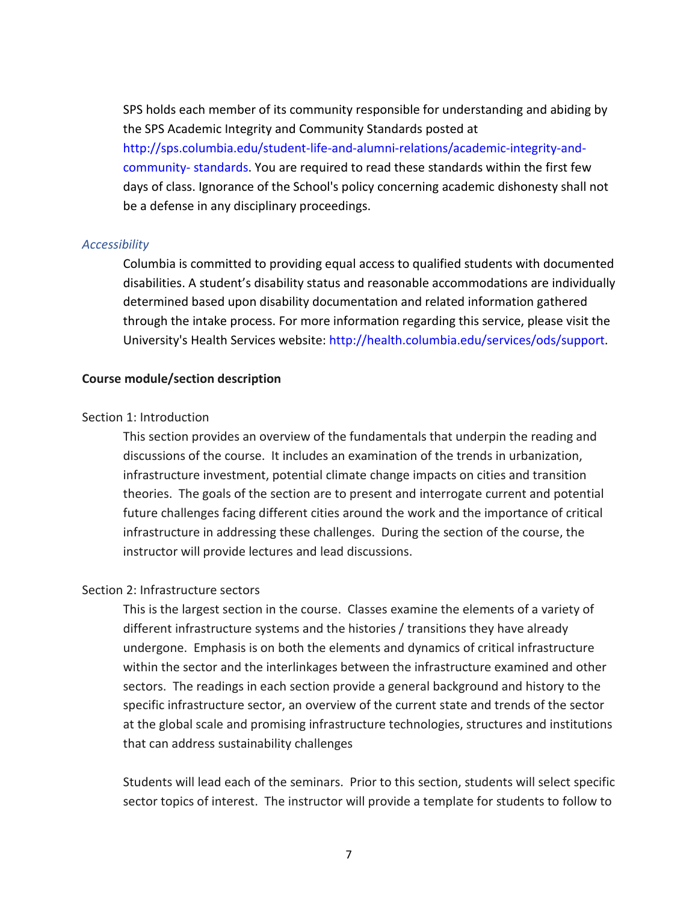SPS holds each member of its community responsible for understanding and abiding by the SPS Academic Integrity and Community Standards posted at http://sps.columbia.edu/student-life-and-alumni-relations/academic-integrity-and-community- standards. You are required to read these standards within the first few days of class. Ignorance of the School's policy concerning academic dishonesty shall not be a defense in any disciplinary proceedings.

*Accessibility*

Columbia is committed to providing equal access to qualified students with documented disabilities. A student's disability status and reasonable accommodations are individually determined based upon disability documentation and related information gathered through the intake process. For more information regarding this service, please visit the University's Health Services website: http://health.columbia.edu/services/ods/support.

**Course module/section description**

Section 1: Introduction

This section provides an overview of the fundamentals that underpin the reading and discussions of the course. It includes an examination of the trends in urbanization, infrastructure investment, potential climate change impacts on cities and transition theories. The goals of the section are to present and interrogate current and potential future challenges facing different cities around the work and the importance of critical infrastructure in addressing these challenges. During the section of the course, the instructor will provide lectures and lead discussions.

Section 2: Infrastructure sectors

This is the largest section in the course. Classes examine the elements of a variety of different infrastructure systems and the histories / transitions they have already undergone. Emphasis is on both the elements and dynamics of critical infrastructure within the sector and the interlinkages between the infrastructure examined and other sectors. The readings in each section provide a general background and history to the specific infrastructure sector, an overview of the current state and trends of the sector at the global scale and promising infrastructure technologies, structures and institutions that can address sustainability challenges

Students will lead each of the seminars. Prior to this section, students will select specific sector topics of interest. The instructor will provide a template for students to follow to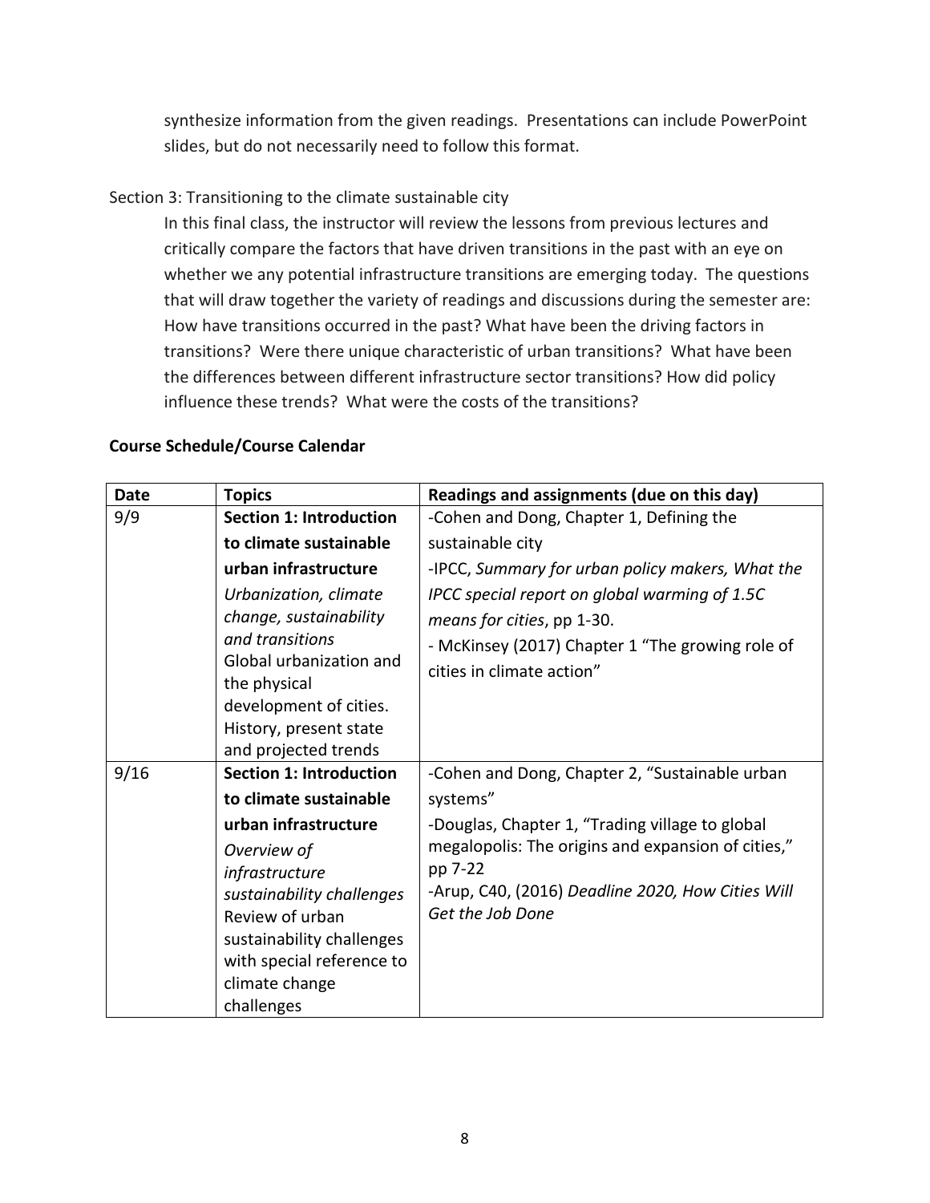synthesize information from the given readings. Presentations can include PowerPoint slides, but do not necessarily need to follow this format.

Section 3: Transitioning to the climate sustainable city

In this final class, the instructor will review the lessons from previous lectures and critically compare the factors that have driven transitions in the past with an eye on whether we any potential infrastructure transitions are emerging today. The questions that will draw together the variety of readings and discussions during the semester are: How have transitions occurred in the past? What have been the driving factors in transitions? Were there unique characteristic of urban transitions? What have been the differences between different infrastructure sector transitions? How did policy influence these trends? What were the costs of the transitions?

**Course Schedule/Course Calendar**

| **Date** | **Topics** | **Readings and assignments (due on this day)** |
|---|---|---|
| 9/9 | **Section 1: Introduction to climate sustainable urban infrastructure** *Urbanization, climate change, sustainability and transitions* Global urbanization and the physical development of cities. History, present state and projected trends | -Cohen and Dong, Chapter 1, Defining the sustainable city<br>-IPCC, *Summary for urban policy makers, What the IPCC special report on global warming of 1.5C means for cities*, pp 1-30.<br>- McKinsey (2017) Chapter 1 “The growing role of cities in climate action” |
| 9/16 | **Section 1: Introduction to climate sustainable urban infrastructure** *Overview of infrastructure sustainability challenges* Review of urban sustainability challenges with special reference to climate change challenges | -Cohen and Dong, Chapter 2, “Sustainable urban systems”<br>-Douglas, Chapter 1, “Trading village to global megalopolis: The origins and expansion of cities,” pp 7-22<br>-Arup, C40, (2016) *Deadline 2020, How Cities Will Get the Job Done* |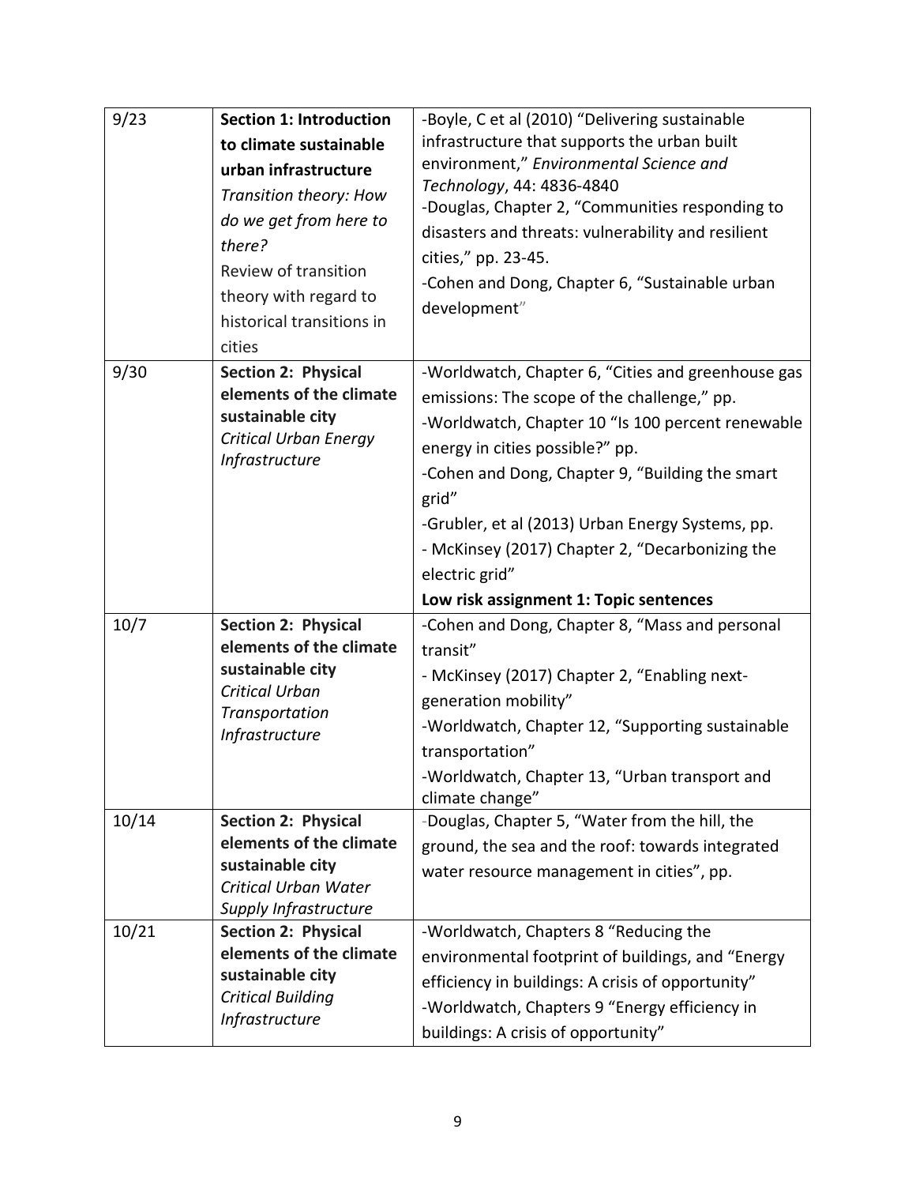| 9/23 | **Section 1: Introduction to climate sustainable urban infrastructure** *Transition theory: How do we get from here to there?* Review of transition theory with regard to historical transitions in cities | -Boyle, C et al (2010) "Delivering sustainable infrastructure that supports the urban built environment," *Environmental Science and Technology*, 44: 4836-4840 <br>-Douglas, Chapter 2, "Communities responding to disasters and threats: vulnerability and resilient cities," pp. 23-45. <br>-Cohen and Dong, Chapter 6, "Sustainable urban development" |
|---|---|---|
| 9/30 | **Section 2: Physical elements of the climate sustainable city** *Critical Urban Energy Infrastructure* | -Worldwatch, Chapter 6, "Cities and greenhouse gas emissions: The scope of the challenge," pp. <br>-Worldwatch, Chapter 10 "Is 100 percent renewable energy in cities possible?" pp. <br>-Cohen and Dong, Chapter 9, "Building the smart grid" <br>-Grubler, et al (2013) Urban Energy Systems, pp. <br>- McKinsey (2017) Chapter 2, "Decarbonizing the electric grid" <br>**Low risk assignment 1: Topic sentences** |
| 10/7 | **Section 2: Physical elements of the climate sustainable city** *Critical Urban Transportation Infrastructure* | -Cohen and Dong, Chapter 8, "Mass and personal transit" <br>- McKinsey (2017) Chapter 2, "Enabling next-generation mobility" <br>-Worldwatch, Chapter 12, "Supporting sustainable transportation" <br>-Worldwatch, Chapter 13, "Urban transport and climate change" |
| 10/14 | **Section 2: Physical elements of the climate sustainable city** *Critical Urban Water Supply Infrastructure* | -Douglas, Chapter 5, "Water from the hill, the ground, the sea and the roof: towards integrated water resource management in cities", pp. |
| 10/21 | **Section 2: Physical elements of the climate sustainable city** *Critical Building Infrastructure* | -Worldwatch, Chapters 8 "Reducing the environmental footprint of buildings, and "Energy efficiency in buildings: A crisis of opportunity" <br>-Worldwatch, Chapters 9 "Energy efficiency in buildings: A crisis of opportunity" |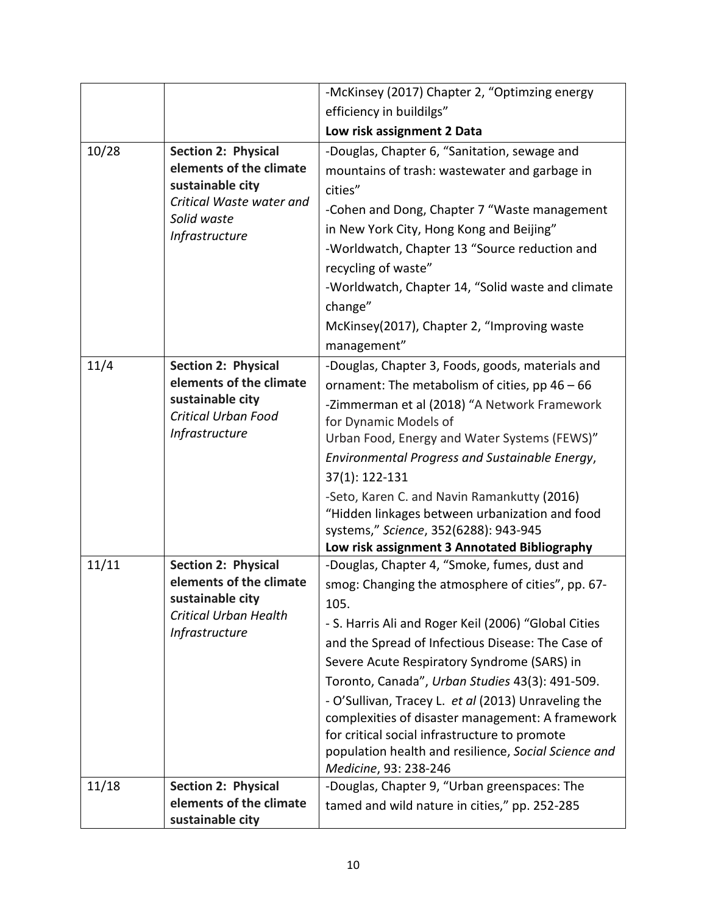| | | |
|---|---|---|
| | | -McKinsey (2017) Chapter 2, “Optimzing energy efficiency in buildilgs”<br>**Low risk assignment 2 Data** |
| 10/28 | **Section 2: Physical elements of the climate sustainable city**<br>*Critical Waste water and Solid waste Infrastructure* | -Douglas, Chapter 6, “Sanitation, sewage and mountains of trash: wastewater and garbage in cities”<br>-Cohen and Dong, Chapter 7 “Waste management in New York City, Hong Kong and Beijing”<br>-Worldwatch, Chapter 13 “Source reduction and recycling of waste”<br>-Worldwatch, Chapter 14, “Solid waste and climate change”<br>McKinsey(2017), Chapter 2, “Improving waste management” |
| 11/4 | **Section 2: Physical elements of the climate sustainable city**<br>*Critical Urban Food Infrastructure* | -Douglas, Chapter 3, Foods, goods, materials and ornament: The metabolism of cities, pp 46 – 66<br>-Zimmerman et al (2018) “A Network Framework for Dynamic Models of Urban Food, Energy and Water Systems (FEWS)” *Environmental Progress and Sustainable Energy*, 37(1): 122-131<br>-Seto, Karen C. and Navin Ramankutty (2016) “Hidden linkages between urbanization and food systems,” *Science*, 352(6288): 943-945<br>**Low risk assignment 3 Annotated Bibliography** |
| 11/11 | **Section 2: Physical elements of the climate sustainable city**<br>*Critical Urban Health Infrastructure* | -Douglas, Chapter 4, “Smoke, fumes, dust and smog: Changing the atmosphere of cities”, pp. 67-105.<br>- S. Harris Ali and Roger Keil (2006) “Global Cities and the Spread of Infectious Disease: The Case of Severe Acute Respiratory Syndrome (SARS) in Toronto, Canada”, *Urban Studies* 43(3): 491-509.<br>- O’Sullivan, Tracey L. *et al* (2013) Unraveling the complexities of disaster management: A framework for critical social infrastructure to promote population health and resilience, *Social Science and Medicine*, 93: 238-246 |
| 11/18 | **Section 2: Physical elements of the climate sustainable city** | -Douglas, Chapter 9, “Urban greenspaces: The tamed and wild nature in cities,” pp. 252-285 |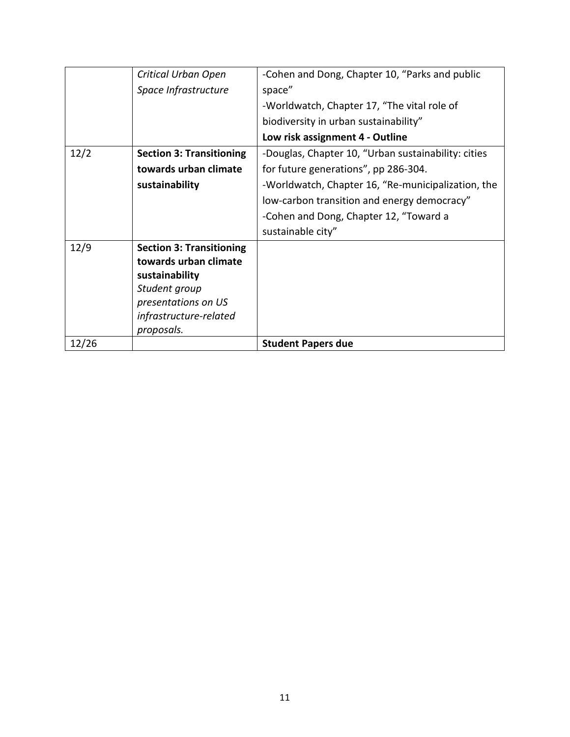| | | |
|---|---|---|
| | *Critical Urban Open Space Infrastructure* | -Cohen and Dong, Chapter 10, "Parks and public space"<br>-Worldwatch, Chapter 17, "The vital role of biodiversity in urban sustainability"<br>**Low risk assignment 4 - Outline** |
| 12/2 | **Section 3: Transitioning towards urban climate sustainability** | -Douglas, Chapter 10, "Urban sustainability: cities for future generations", pp 286-304.<br>-Worldwatch, Chapter 16, "Re-municipalization, the low-carbon transition and energy democracy"<br>-Cohen and Dong, Chapter 12, "Toward a sustainable city" |
| 12/9 | **Section 3: Transitioning towards urban climate sustainability**<br>*Student group presentations on US infrastructure-related proposals.* | |
| 12/26 | | **Student Papers due** |